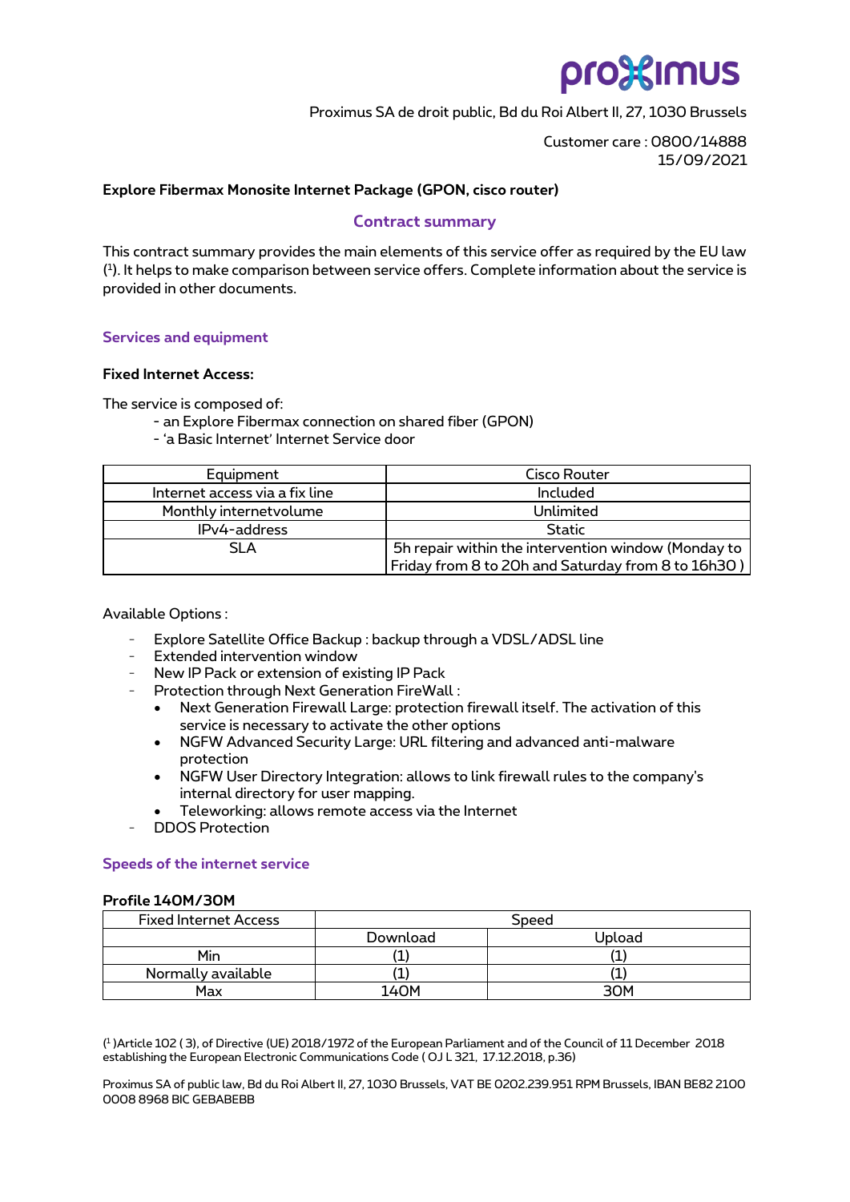Proximus SA de droit public, Bd du Roi Albert II, 27, 1030 Brussels

Customer care : 0800/14888
15/09/2021

**Explore Fibermax Monosite Internet Package (GPON, cisco router)**

## Contract summary

This contract summary provides the main elements of this service offer as required by the EU law ([1]). It helps to make comparison between service offers. Complete information about the service is provided in other documents.

### Services and equipment

**Fixed Internet Access:**

The service is composed of:

- an Explore Fibermax connection on shared fiber (GPON)
- 'a Basic Internet' Internet Service door

| Equipment | Cisco Router |
|---|---|
| Internet access via a fix line | Included |
| Monthly internetvolume | Unlimited |
| IPv4-address | Static |
| SLA | 5h repair within the intervention window (Monday to Friday from 8 to 20h and Saturday from 8 to 16h30 ) |

Available Options :

- Explore Satellite Office Backup : backup through a VDSL/ADSL line
- Extended intervention window
- New IP Pack or extension of existing IP Pack
- Protection through Next Generation FireWall :
  - Next Generation Firewall Large: protection firewall itself. The activation of this service is necessary to activate the other options
  - NGFW Advanced Security Large: URL filtering and advanced anti-malware protection
  - NGFW User Directory Integration: allows to link firewall rules to the company's internal directory for user mapping.
  - Teleworking: allows remote access via the Internet
- DDOS Protection

### Speeds of the internet service

**Profile 140M/30M**

| Fixed Internet Access | Speed | |
|---|---|---|
| | Download | Upload |
| Min | (1) | (1) |
| Normally available | (1) | (1) |
| Max | 140M | 30M |

([1] )Article 102 ( 3), of Directive (UE) 2018/1972 of the European Parliament and of the Council of 11 December 2018 establishing the European Electronic Communications Code ( OJ L 321, 17.12.2018, p.36)

Proximus SA of public law, Bd du Roi Albert II, 27, 1030 Brussels, VAT BE 0202.239.951 RPM Brussels, IBAN BE82 2100 0008 8968 BIC GEBABEBB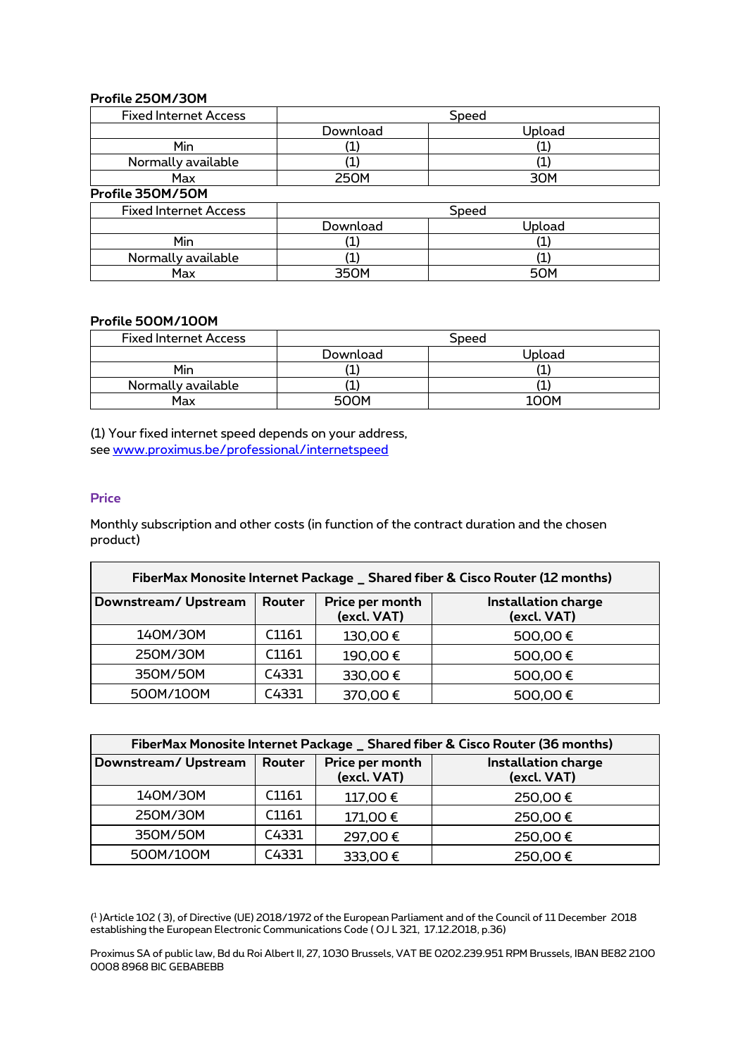**Profile 250M/30M**

| Fixed Internet Access | Speed | |
|---|---|---|
| | Download | Upload |
| Min | (1) | (1) |
| Normally available | (1) | (1) |
| Max | 250M | 30M |

**Profile 350M/50M**

| Fixed Internet Access | Speed | |
|---|---|---|
| | Download | Upload |
| Min | (1) | (1) |
| Normally available | (1) | (1) |
| Max | 350M | 50M |

**Profile 500M/100M**

| Fixed Internet Access | Speed | |
|---|---|---|
| | Download | Upload |
| Min | (1) | (1) |
| Normally available | (1) | (1) |
| Max | 500M | 100M |

(1) Your fixed internet speed depends on your address, see [www.proximus.be/professional/internetspeed](http://www.proximus.be/professional/internetspeed)

## Price

Monthly subscription and other costs (in function of the contract duration and the chosen product)

| FiberMax Monosite Internet Package _ Shared fiber & Cisco Router (12 months) | | | |
|---|---|---|---|
| **Downstream/ Upstream** | **Router** | **Price per month (excl. VAT)** | **Installation charge (excl. VAT)** |
| 140M/30M | C1161 | 130,00 € | 500,00 € |
| 250M/30M | C1161 | 190,00 € | 500,00 € |
| 350M/50M | C4331 | 330,00 € | 500,00 € |
| 500M/100M | C4331 | 370,00 € | 500,00 € |

| FiberMax Monosite Internet Package _ Shared fiber & Cisco Router (36 months) | | | |
|---|---|---|---|
| **Downstream/ Upstream** | **Router** | **Price per month (excl. VAT)** | **Installation charge (excl. VAT)** |
| 140M/30M | C1161 | 117,00 € | 250,00 € |
| 250M/30M | C1161 | 171,00 € | 250,00 € |
| 350M/50M | C4331 | 297,00 € | 250,00 € |
| 500M/100M | C4331 | 333,00 € | 250,00 € |

([1] )Article 102 ( 3), of Directive (UE) 2018/1972 of the European Parliament and of the Council of 11 December 2018 establishing the European Electronic Communications Code ( OJ L 321, 17.12.2018, p.36)

Proximus SA of public law, Bd du Roi Albert II, 27, 1030 Brussels, VAT BE 0202.239.951 RPM Brussels, IBAN BE82 2100 0008 8968 BIC GEBABEBB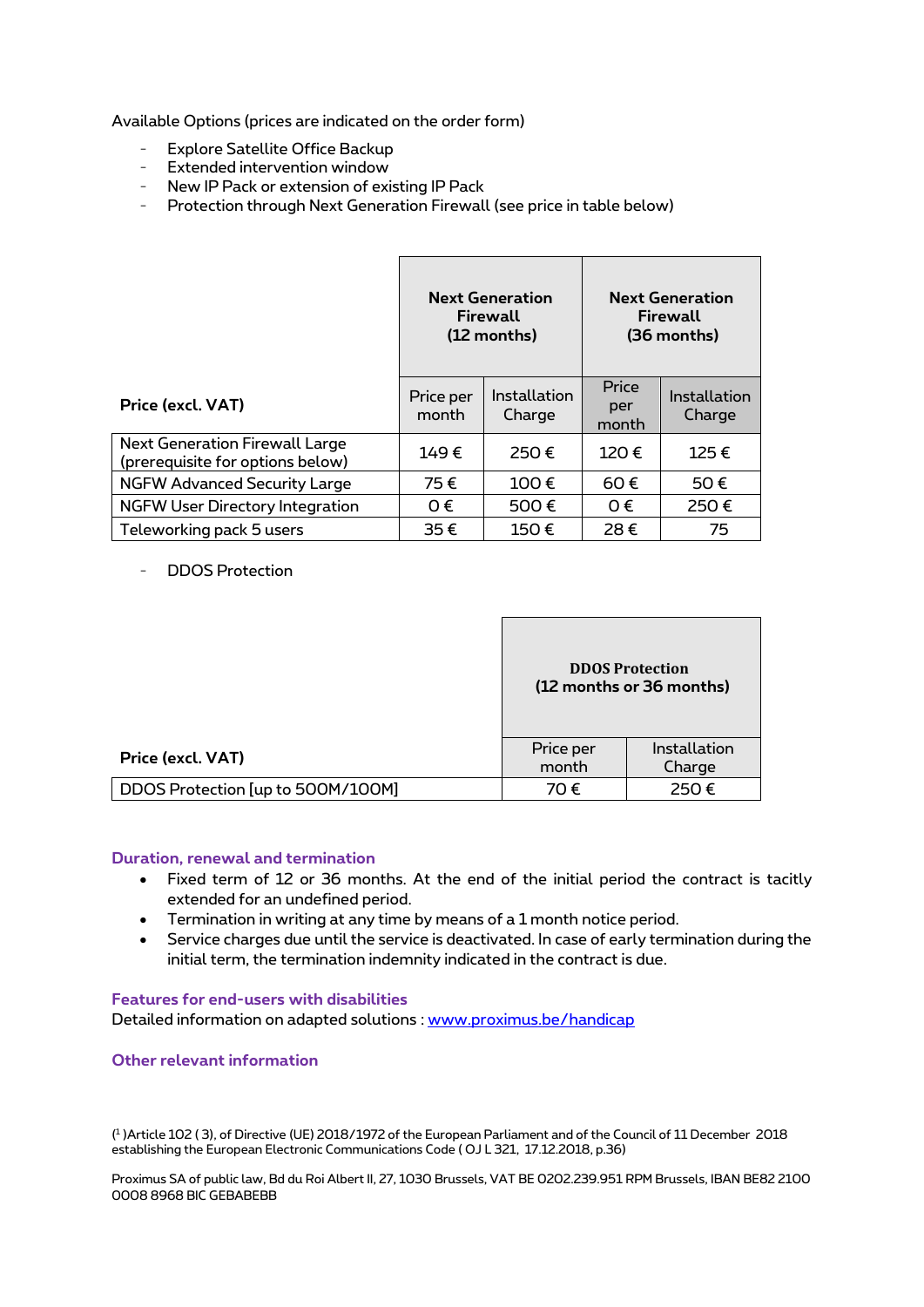Available Options (prices are indicated on the order form)

- Explore Satellite Office Backup
- Extended intervention window
- New IP Pack or extension of existing IP Pack
- Protection through Next Generation Firewall (see price in table below)

| | **Next Generation Firewall (12 months)** | | **Next Generation Firewall (36 months)** | |
|---|---|---|---|---|
| **Price (excl. VAT)** | Price per month | Installation Charge | Price per month | Installation Charge |
| Next Generation Firewall Large (prerequisite for options below) | 149 € | 250 € | 120 € | 125 € |
| NGFW Advanced Security Large | 75 € | 100 € | 60 € | 50 € |
| NGFW User Directory Integration | 0 € | 500 € | 0 € | 250 € |
| Teleworking pack 5 users | 35 € | 150 € | 28 € | 75 |

- DDOS Protection

| | **DDOS Protection (12 months or 36 months)** | |
|---|---|---|
| **Price (excl. VAT)** | Price per month | Installation Charge |
| DDOS Protection [up to 500M/100M] | 70 € | 250 € |

### Duration, renewal and termination

- Fixed term of 12 or 36 months. At the end of the initial period the contract is tacitly extended for an undefined period.
- Termination in writing at any time by means of a 1 month notice period.
- Service charges due until the service is deactivated. In case of early termination during the initial term, the termination indemnity indicated in the contract is due.

### Features for end-users with disabilities

Detailed information on adapted solutions : www.proximus.be/handicap

### Other relevant information

([1])Article 102 ( 3), of Directive (UE) 2018/1972 of the European Parliament and of the Council of 11 December 2018 establishing the European Electronic Communications Code ( OJ L 321, 17.12.2018, p.36)

Proximus SA of public law, Bd du Roi Albert II, 27, 1030 Brussels, VAT BE 0202.239.951 RPM Brussels, IBAN BE82 2100 0008 8968 BIC GEBABEBB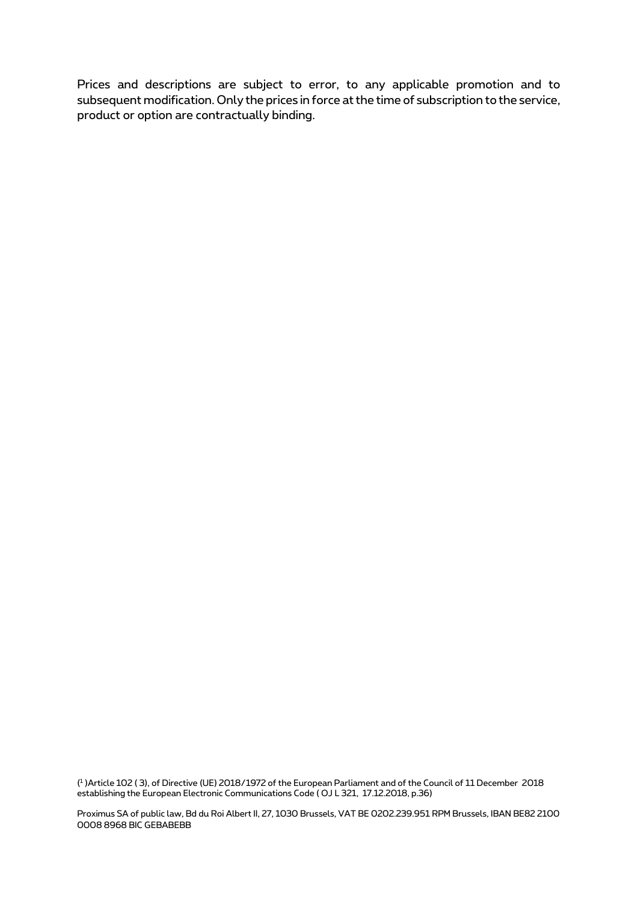Prices and descriptions are subject to error, to any applicable promotion and to subsequent modification. Only the prices in force at the time of subscription to the service, product or option are contractually binding.

([1] )Article 102 ( 3), of Directive (UE) 2018/1972 of the European Parliament and of the Council of 11 December 2018 establishing the European Electronic Communications Code ( OJ L 321, 17.12.2018, p.36)

Proximus SA of public law, Bd du Roi Albert II, 27, 1030 Brussels, VAT BE 0202.239.951 RPM Brussels, IBAN BE82 2100 0008 8968 BIC GEBABEBB